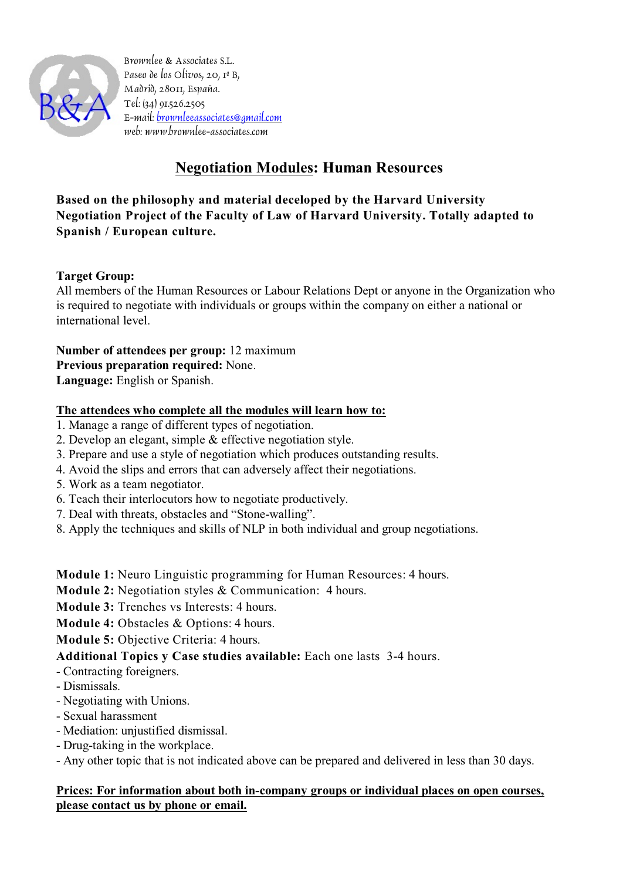Brownlee & Associates S.L.
Paseo de los Olivos, 20, 1º B,
Madrid, 28011, España.
Tel: (34) 91.526.2505
E-mail: browneeassociates@gmail.com
web: www.brownlee-associates.com

# Negotiation Modules: Human Resources

**Based on the philosophy and material deceloped by the Harvard University Negotiation Project of the Faculty of Law of Harvard University. Totally adapted to Spanish / European culture.**

**Target Group:**
All members of the Human Resources or Labour Relations Dept or anyone in the Organization who is required to negotiate with individuals or groups within the company on either a national or international level.

**Number of attendees per group:** 12 maximum
**Previous preparation required:** None.
**Language:** English or Spanish.

**The attendees who complete all the modules will learn how to:**

1. Manage a range of different types of negotiation.
2. Develop an elegant, simple & effective negotiation style.
3. Prepare and use a style of negotiation which produces outstanding results.
4. Avoid the slips and errors that can adversely affect their negotiations.
5. Work as a team negotiator.
6. Teach their interlocutors how to negotiate productively.
7. Deal with threats, obstacles and "Stone-walling".
8. Apply the techniques and skills of NLP in both individual and group negotiations.

**Module 1:** Neuro Linguistic programming for Human Resources: 4 hours.
**Module 2:** Negotiation styles & Communication: 4 hours.
**Module 3:** Trenches vs Interests: 4 hours.
**Module 4:** Obstacles & Options: 4 hours.
**Module 5:** Objective Criteria: 4 hours.
**Additional Topics y Case studies available:** Each one lasts 3-4 hours.

- Contracting foreigners.
- Dismissals.
- Negotiating with Unions.
- Sexual harassment
- Mediation: unjustified dismissal.
- Drug-taking in the workplace.
- Any other topic that is not indicated above can be prepared and delivered in less than 30 days.

**Prices: For information about both in-company groups or individual places on open courses, please contact us by phone or email.**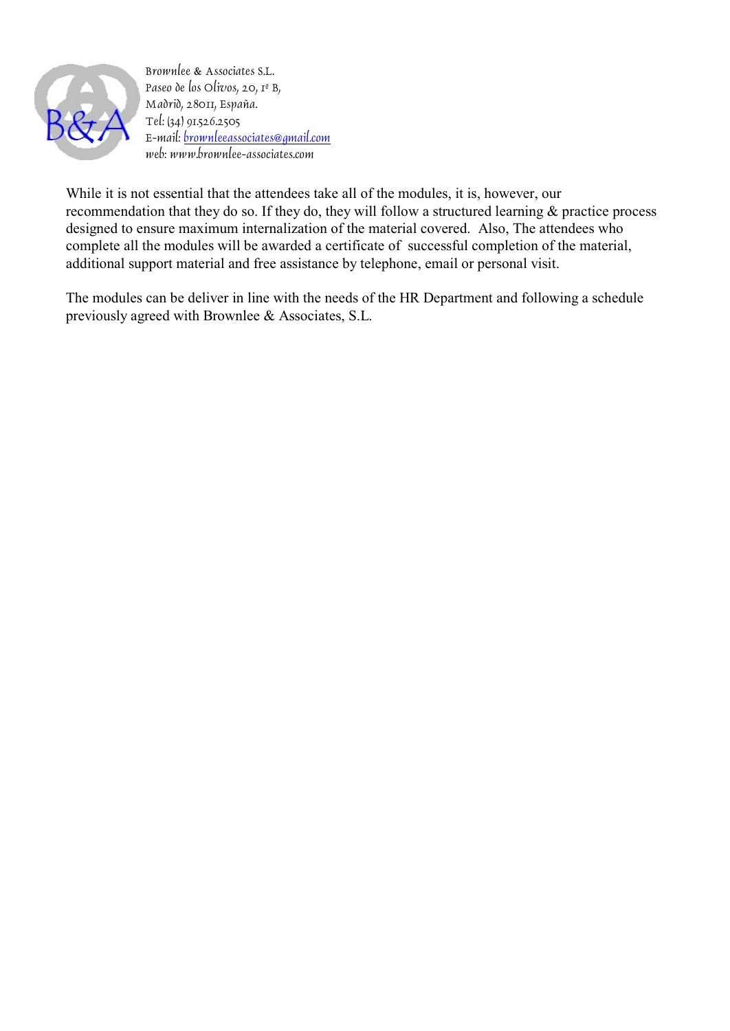Brownlee & Associates S.L.
Paseo de los Olivos, 20, 1º B,
Madrid, 28011, España.
Tel: (34) 91.526.2505
E-mail: brownleeassociates@gmail.com
web: www.brownlee-associates.com

While it is not essential that the attendees take all of the modules, it is, however, our recommendation that they do so. If they do, they will follow a structured learning & practice process designed to ensure maximum internalization of the material covered. Also, The attendees who complete all the modules will be awarded a certificate of successful completion of the material, additional support material and free assistance by telephone, email or personal visit.

The modules can be deliver in line with the needs of the HR Department and following a schedule previously agreed with Brownlee & Associates, S.L.